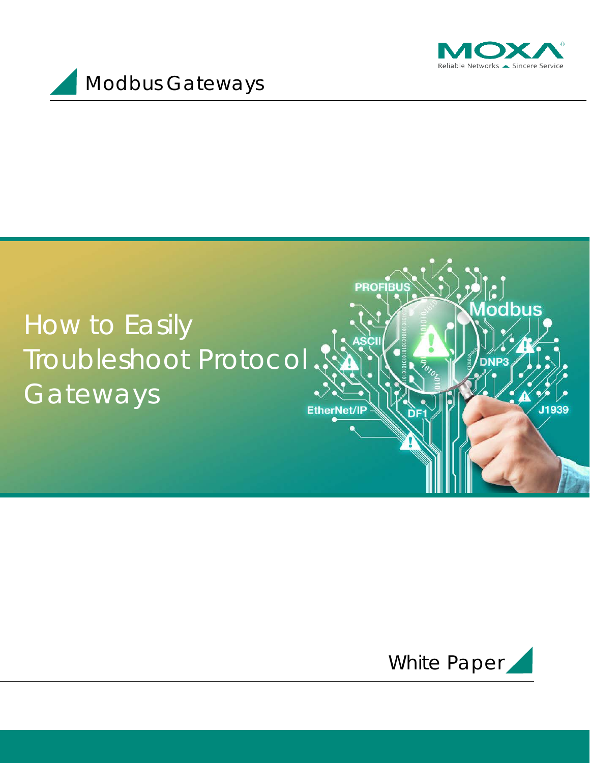Modbus Gateways

# How to Easily Troubleshoot Protocol Gateways

White Paper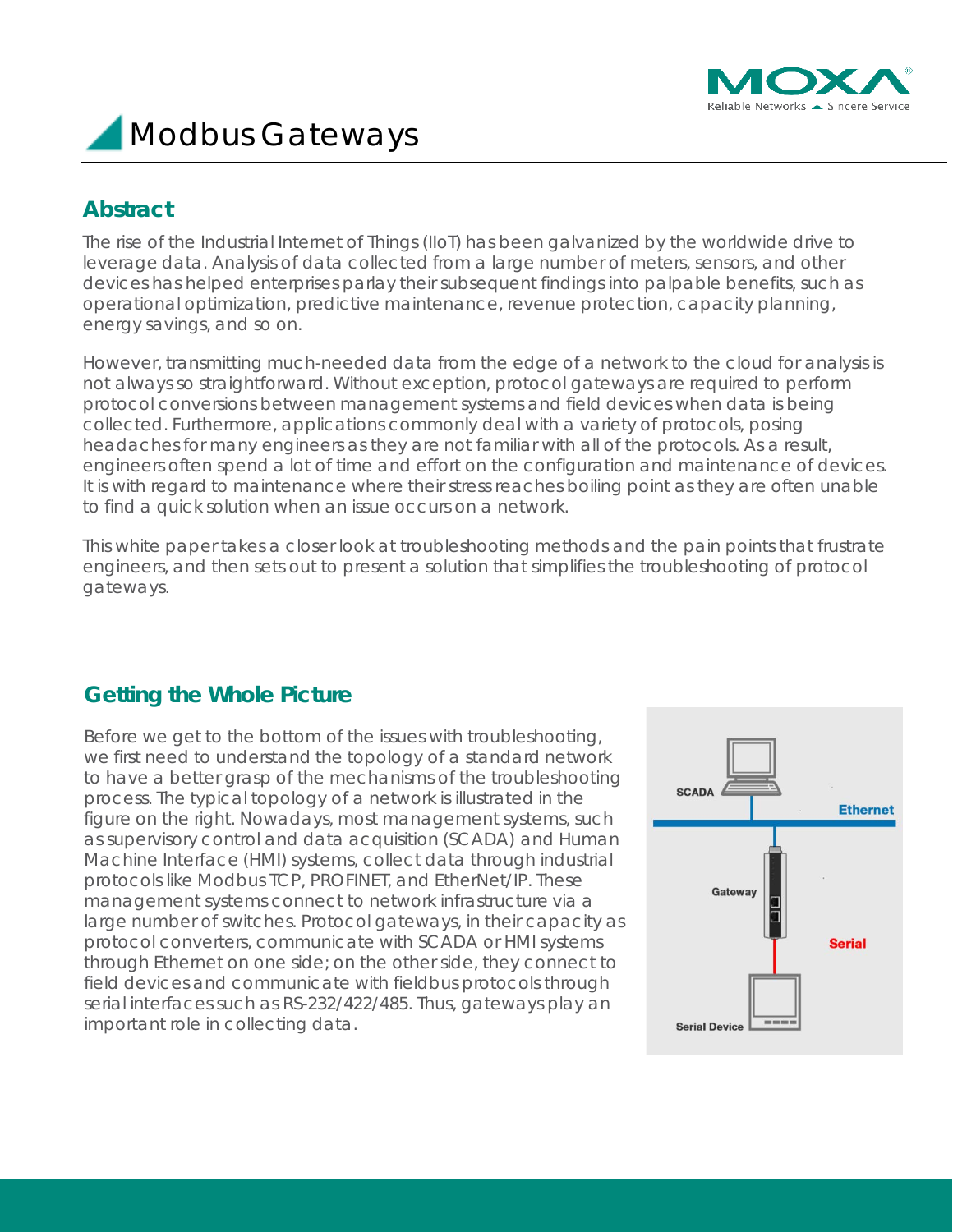# Modbus Gateways

## Abstract

The rise of the Industrial Internet of Things (IIoT) has been galvanized by the worldwide drive to leverage data. Analysis of data collected from a large number of meters, sensors, and other devices has helped enterprises parlay their subsequent findings into palpable benefits, such as operational optimization, predictive maintenance, revenue protection, capacity planning, energy savings, and so on.

However, transmitting much-needed data from the edge of a network to the cloud for analysis is not always so straightforward. Without exception, protocol gateways are required to perform protocol conversions between management systems and field devices when data is being collected. Furthermore, applications commonly deal with a variety of protocols, posing headaches for many engineers as they are not familiar with all of the protocols. As a result, engineers often spend a lot of time and effort on the configuration and maintenance of devices. It is with regard to maintenance where their stress reaches boiling point as they are often unable to find a quick solution when an issue occurs on a network.

This white paper takes a closer look at troubleshooting methods and the pain points that frustrate engineers, and then sets out to present a solution that simplifies the troubleshooting of protocol gateways.

## Getting the Whole Picture

Before we get to the bottom of the issues with troubleshooting, we first need to understand the topology of a standard network to have a better grasp of the mechanisms of the troubleshooting process. The typical topology of a network is illustrated in the figure on the right. Nowadays, most management systems, such as supervisory control and data acquisition (SCADA) and Human Machine Interface (HMI) systems, collect data through industrial protocols like Modbus TCP, PROFINET, and EtherNet/IP. These management systems connect to network infrastructure via a large number of switches. Protocol gateways, in their capacity as protocol converters, communicate with SCADA or HMI systems through Ethernet on one side; on the other side, they connect to field devices and communicate with fieldbus protocols through serial interfaces such as RS-232/422/485. Thus, gateways play an important role in collecting data.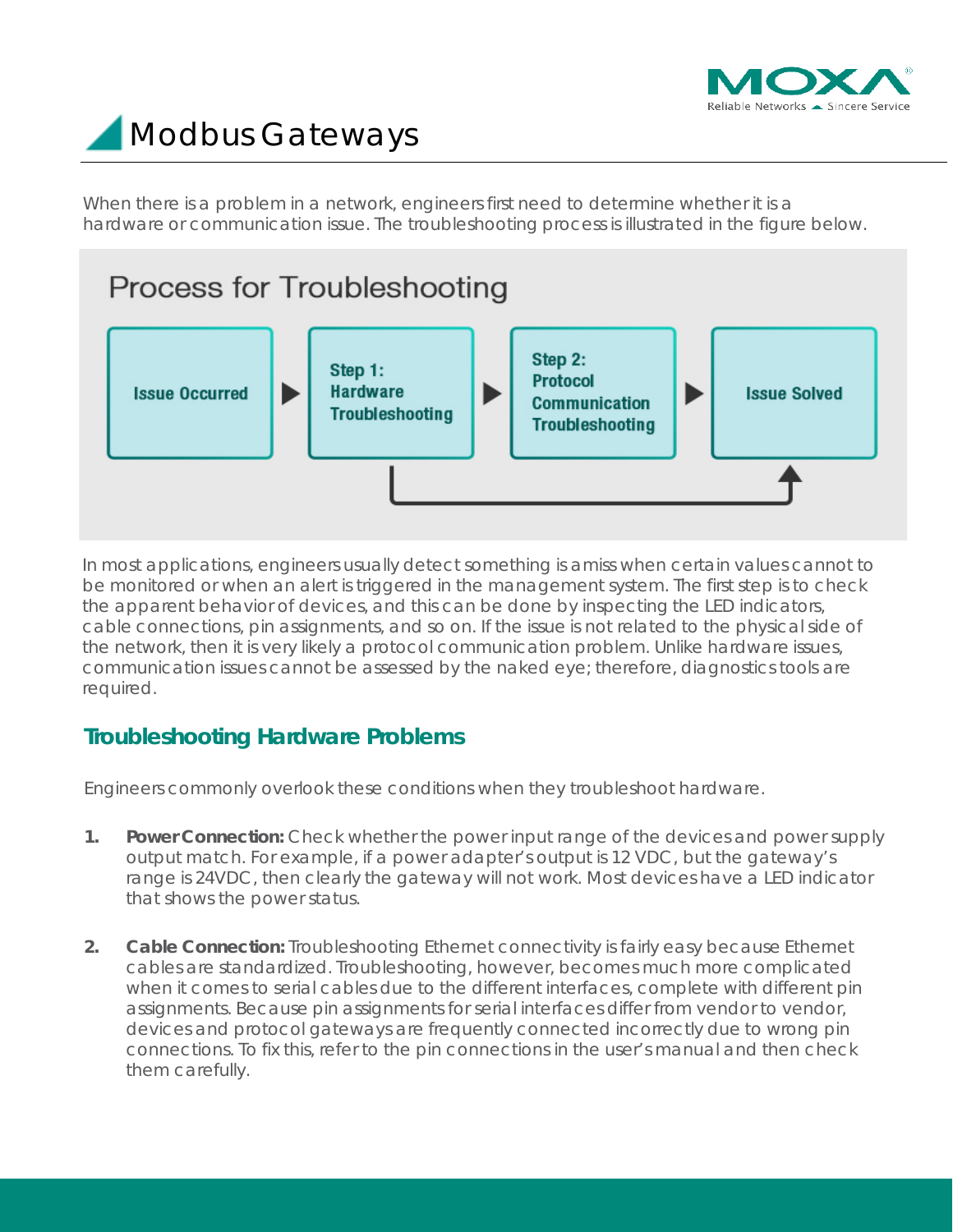# Modbus Gateways

When there is a problem in a network, engineers first need to determine whether it is a hardware or communication issue. The troubleshooting process is illustrated in the figure below.

## Process for Troubleshooting

Issue Occurred → Step 1: Hardware Troubleshooting → Step 2: Protocol Communication Troubleshooting → Issue Solved

In most applications, engineers usually detect something is amiss when certain values cannot to be monitored or when an alert is triggered in the management system. The first step is to check the apparent behavior of devices, and this can be done by inspecting the LED indicators, cable connections, pin assignments, and so on. If the issue is not related to the physical side of the network, then it is very likely a protocol communication problem. Unlike hardware issues, communication issues cannot be assessed by the naked eye; therefore, diagnostics tools are required.

## Troubleshooting Hardware Problems

Engineers commonly overlook these conditions when they troubleshoot hardware.

1. **Power Connection:** Check whether the power input range of the devices and power supply output match. For example, if a power adapter's output is 12 VDC, but the gateway's range is 24VDC, then clearly the gateway will not work. Most devices have a LED indicator that shows the power status.

2. **Cable Connection:** Troubleshooting Ethernet connectivity is fairly easy because Ethernet cables are standardized. Troubleshooting, however, becomes much more complicated when it comes to serial cables due to the different interfaces, complete with different pin assignments. Because pin assignments for serial interfaces differ from vendor to vendor, devices and protocol gateways are frequently connected incorrectly due to wrong pin connections. To fix this, refer to the pin connections in the user's manual and then check them carefully.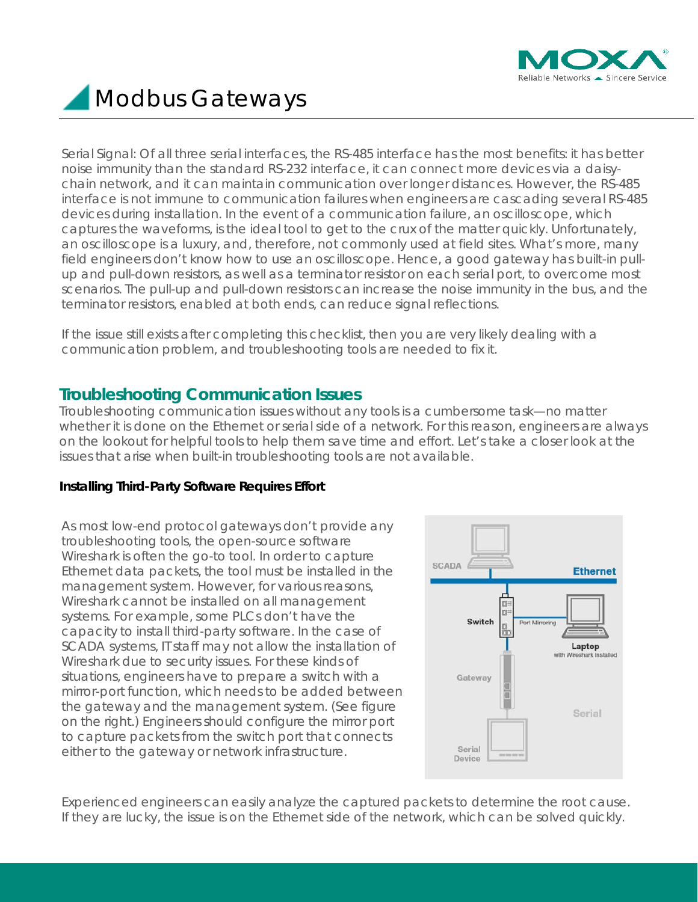# Modbus Gateways

Serial Signal: Of all three serial interfaces, the RS-485 interface has the most benefits: it has better noise immunity than the standard RS-232 interface, it can connect more devices via a daisy-chain network, and it can maintain communication over longer distances. However, the RS-485 interface is not immune to communication failures when engineers are cascading several RS-485 devices during installation. In the event of a communication failure, an oscilloscope, which captures the waveforms, is the ideal tool to get to the crux of the matter quickly. Unfortunately, an oscilloscope is a luxury, and, therefore, not commonly used at field sites. What's more, many field engineers don't know how to use an oscilloscope. Hence, a good gateway has built-in pull-up and pull-down resistors, as well as a terminator resistor on each serial port, to overcome most scenarios. The pull-up and pull-down resistors can increase the noise immunity in the bus, and the terminator resistors, enabled at both ends, can reduce signal reflections.

If the issue still exists after completing this checklist, then you are very likely dealing with a communication problem, and troubleshooting tools are needed to fix it.

## Troubleshooting Communication Issues

Troubleshooting communication issues without any tools is a cumbersome task—no matter whether it is done on the Ethernet or serial side of a network. For this reason, engineers are always on the lookout for helpful tools to help them save time and effort. Let's take a closer look at the issues that arise when built-in troubleshooting tools are not available.

**Installing Third-Party Software Requires Effort**

As most low-end protocol gateways don't provide any troubleshooting tools, the open-source software Wireshark is often the go-to tool. In order to capture Ethernet data packets, the tool must be installed in the management system. However, for various reasons, Wireshark cannot be installed on all management systems. For example, some PLCs don't have the capacity to install third-party software. In the case of SCADA systems, IT staff may not allow the installation of Wireshark due to security issues. For these kinds of situations, engineers have to prepare a switch with a mirror-port function, which needs to be added between the gateway and the management system. (See figure on the right.) Engineers should configure the mirror port to capture packets from the switch port that connects either to the gateway or network infrastructure.

Experienced engineers can easily analyze the captured packets to determine the root cause. If they are lucky, the issue is on the Ethernet side of the network, which can be solved quickly.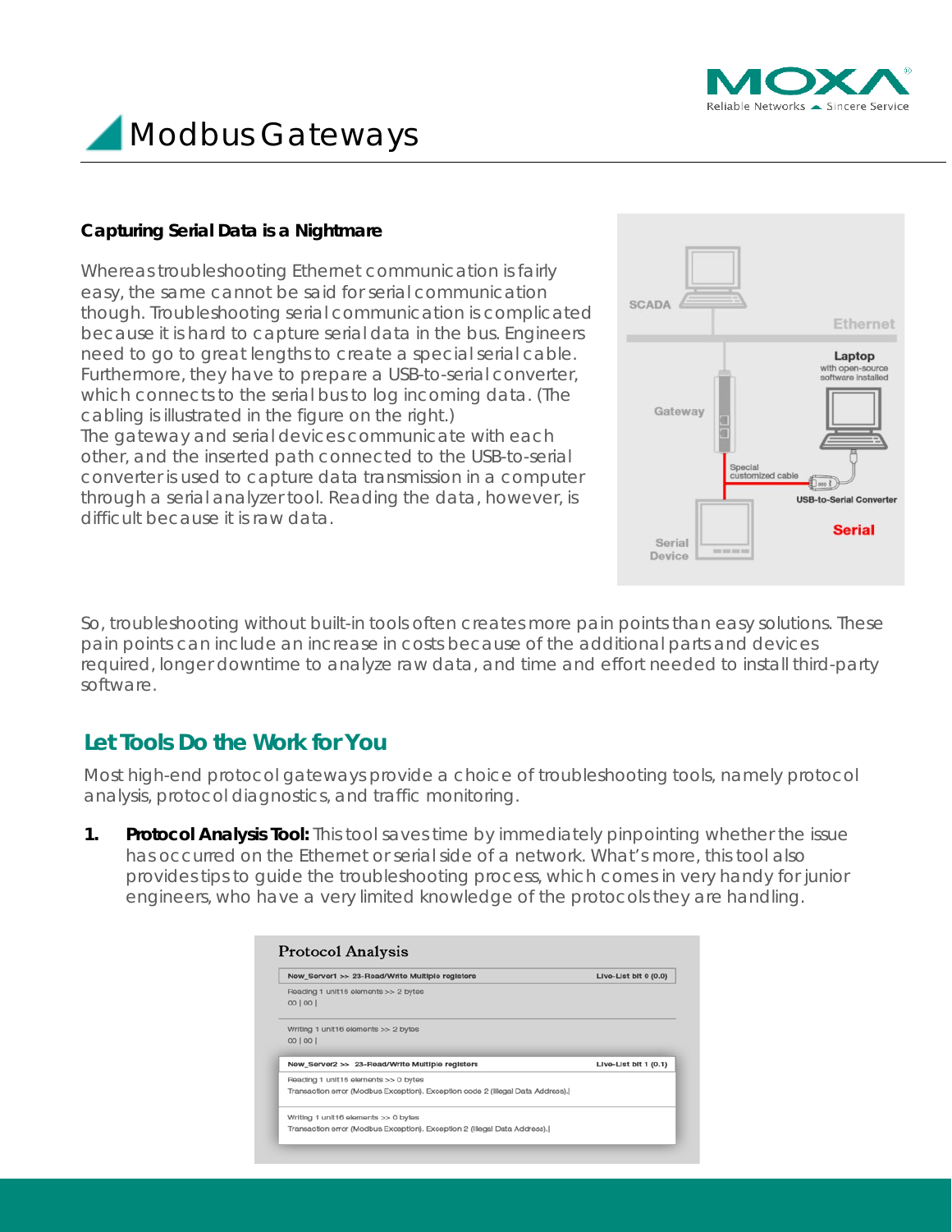# Modbus Gateways

**Capturing Serial Data is a Nightmare**

Whereas troubleshooting Ethernet communication is fairly easy, the same cannot be said for serial communication though. Troubleshooting serial communication is complicated because it is hard to capture serial data in the bus. Engineers need to go to great lengths to create a special serial cable. Furthermore, they have to prepare a USB-to-serial converter, which connects to the serial bus to log incoming data. (The cabling is illustrated in the figure on the right.)
The gateway and serial devices communicate with each other, and the inserted path connected to the USB-to-serial converter is used to capture data transmission in a computer through a serial analyzer tool. Reading the data, however, is difficult because it is raw data.

So, troubleshooting without built-in tools often creates more pain points than easy solutions. These pain points can include an increase in costs because of the additional parts and devices required, longer downtime to analyze raw data, and time and effort needed to install third-party software.

## Let Tools Do the Work for You

Most high-end protocol gateways provide a choice of troubleshooting tools, namely protocol analysis, protocol diagnostics, and traffic monitoring.

1. **Protocol Analysis Tool:** This tool saves time by immediately pinpointing whether the issue has occurred on the Ethernet or serial side of a network. What's more, this tool also provides tips to guide the troubleshooting process, which comes in very handy for junior engineers, who have a very limited knowledge of the protocols they are handling.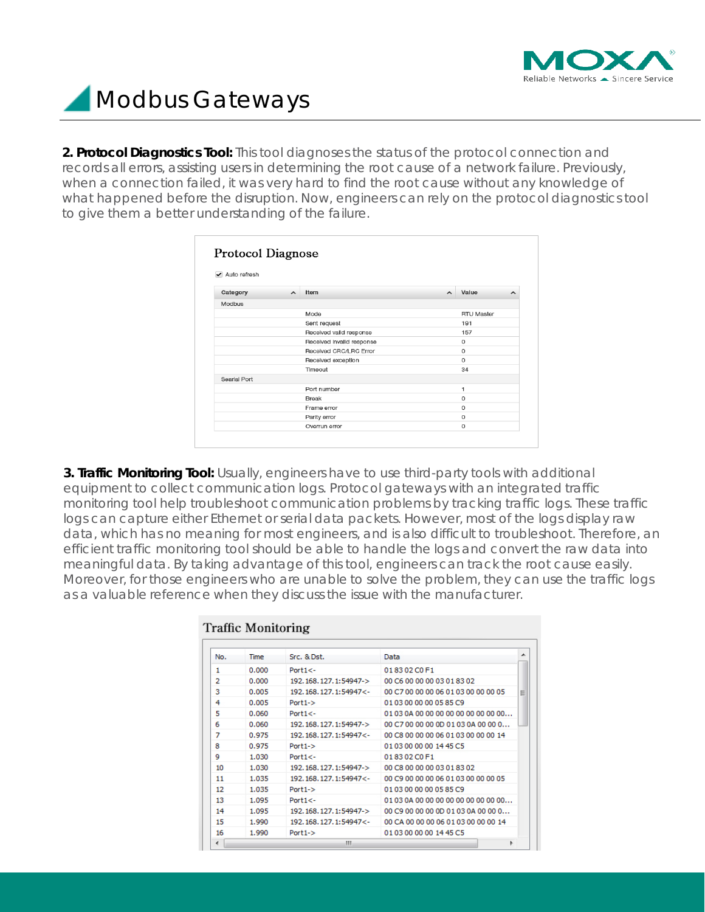**2. Protocol Diagnostics Tool:** This tool diagnoses the status of the protocol connection and records all errors, assisting users in determining the root cause of a network failure. Previously, when a connection failed, it was very hard to find the root cause without any knowledge of what happened before the disruption. Now, engineers can rely on the protocol diagnostics tool to give them a better understanding of the failure.

**Protocol Diagnose**

☑ Auto refresh

| Category | Item | Value |
|---|---|---|
| Modbus | | |
| | Mode | RTU Master |
| | Sent request | 191 |
| | Received valid response | 157 |
| | Received invalid response | 0 |
| | Received CRC/LRC Error | 0 |
| | Received exception | 0 |
| | Timeout | 34 |
| Searial Port | | |
| | Port number | 1 |
| | Break | 0 |
| | Frame error | 0 |
| | Parity error | 0 |
| | Overrun error | 0 |

**3. Traffic Monitoring Tool:** Usually, engineers have to use third-party tools with additional equipment to collect communication logs. Protocol gateways with an integrated traffic monitoring tool help troubleshoot communication problems by tracking traffic logs. These traffic logs can capture either Ethernet or serial data packets. However, most of the logs display raw data, which has no meaning for most engineers, and is also difficult to troubleshoot. Therefore, an efficient traffic monitoring tool should be able to handle the logs and convert the raw data into meaningful data. By taking advantage of this tool, engineers can track the root cause easily. Moreover, for those engineers who are unable to solve the problem, they can use the traffic logs as a valuable reference when they discuss the issue with the manufacturer.

**Traffic Monitoring**

| No. | Time | Src. & Dst. | Data |
|---|---|---|---|
| 1 | 0.000 | Port1<- | 01 83 02 C0 F1 |
| 2 | 0.000 | 192.168.127.1:54947-> | 00 C6 00 00 00 03 01 83 02 |
| 3 | 0.005 | 192.168.127.1:54947<- | 00 C7 00 00 00 06 01 03 00 00 00 05 |
| 4 | 0.005 | Port1-> | 01 03 00 00 00 05 85 C9 |
| 5 | 0.060 | Port1<- | 01 03 0A 00 00 00 00 00 00 00 00 00... |
| 6 | 0.060 | 192.168.127.1:54947-> | 00 C7 00 00 00 0D 01 03 0A 00 00 0... |
| 7 | 0.975 | 192.168.127.1:54947<- | 00 C8 00 00 00 06 01 03 00 00 00 14 |
| 8 | 0.975 | Port1-> | 01 03 00 00 00 14 45 C5 |
| 9 | 1.030 | Port1<- | 01 83 02 C0 F1 |
| 10 | 1.030 | 192.168.127.1:54947-> | 00 C8 00 00 00 03 01 83 02 |
| 11 | 1.035 | 192.168.127.1:54947<- | 00 C9 00 00 00 06 01 03 00 00 00 05 |
| 12 | 1.035 | Port1-> | 01 03 00 00 00 05 85 C9 |
| 13 | 1.095 | Port1<- | 01 03 0A 00 00 00 00 00 00 00 00 00... |
| 14 | 1.095 | 192.168.127.1:54947-> | 00 C9 00 00 00 0D 01 03 0A 00 00 0... |
| 15 | 1.990 | 192.168.127.1:54947<- | 00 CA 00 00 00 06 01 03 00 00 00 14 |
| 16 | 1.990 | Port1-> | 01 03 00 00 00 14 45 C5 |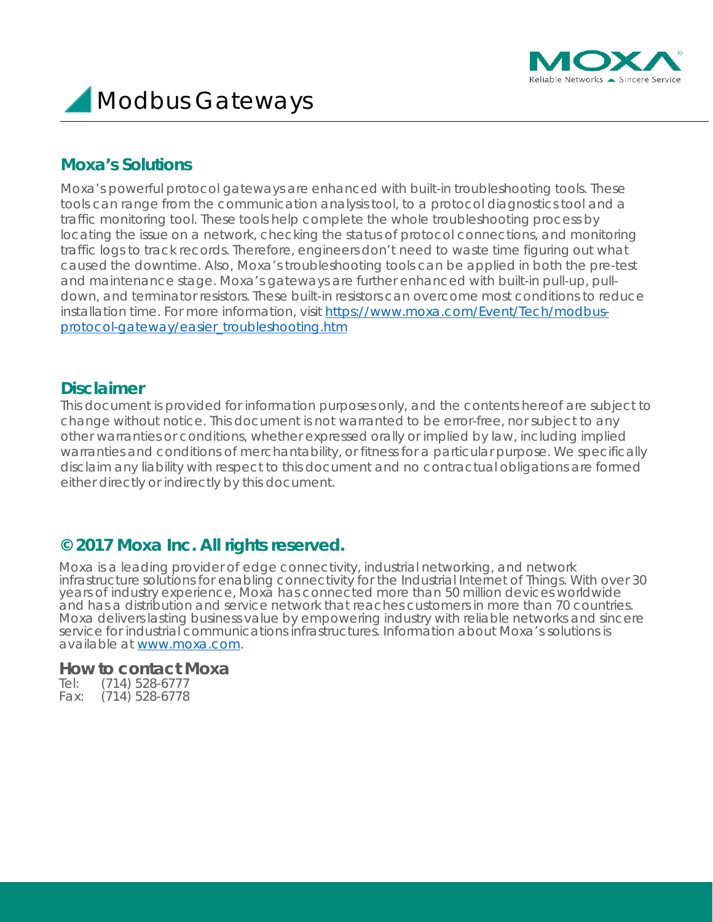# Modbus Gateways

## Moxa's Solutions

Moxa's powerful protocol gateways are enhanced with built-in troubleshooting tools. These tools can range from the communication analysis tool, to a protocol diagnostics tool and a traffic monitoring tool. These tools help complete the whole troubleshooting process by locating the issue on a network, checking the status of protocol connections, and monitoring traffic logs to track records. Therefore, engineers don't need to waste time figuring out what caused the downtime. Also, Moxa's troubleshooting tools can be applied in both the pre-test and maintenance stage. Moxa's gateways are further enhanced with built-in pull-up, pull-down, and terminator resistors. These built-in resistors can overcome most conditions to reduce installation time. For more information, visit [https://www.moxa.com/Event/Tech/modbus-protocol-gateway/easier_troubleshooting.htm](https://www.moxa.com/Event/Tech/modbus-protocol-gateway/easier_troubleshooting.htm)

## Disclaimer

This document is provided for information purposes only, and the contents hereof are subject to change without notice. This document is not warranted to be error-free, nor subject to any other warranties or conditions, whether expressed orally or implied by law, including implied warranties and conditions of merchantability, or fitness for a particular purpose. We specifically disclaim any liability with respect to this document and no contractual obligations are formed either directly or indirectly by this document.

## © 2017 Moxa Inc. All rights reserved.

Moxa is a leading provider of edge connectivity, industrial networking, and network infrastructure solutions for enabling connectivity for the Industrial Internet of Things. With over 30 years of industry experience, Moxa has connected more than 50 million devices worldwide and has a distribution and service network that reaches customers in more than 70 countries. Moxa delivers lasting business value by empowering industry with reliable networks and sincere service for industrial communications infrastructures. Information about Moxa's solutions is available at [www.moxa.com](http://www.moxa.com).

### How to contact Moxa

Tel: (714) 528-6777
Fax: (714) 528-6778